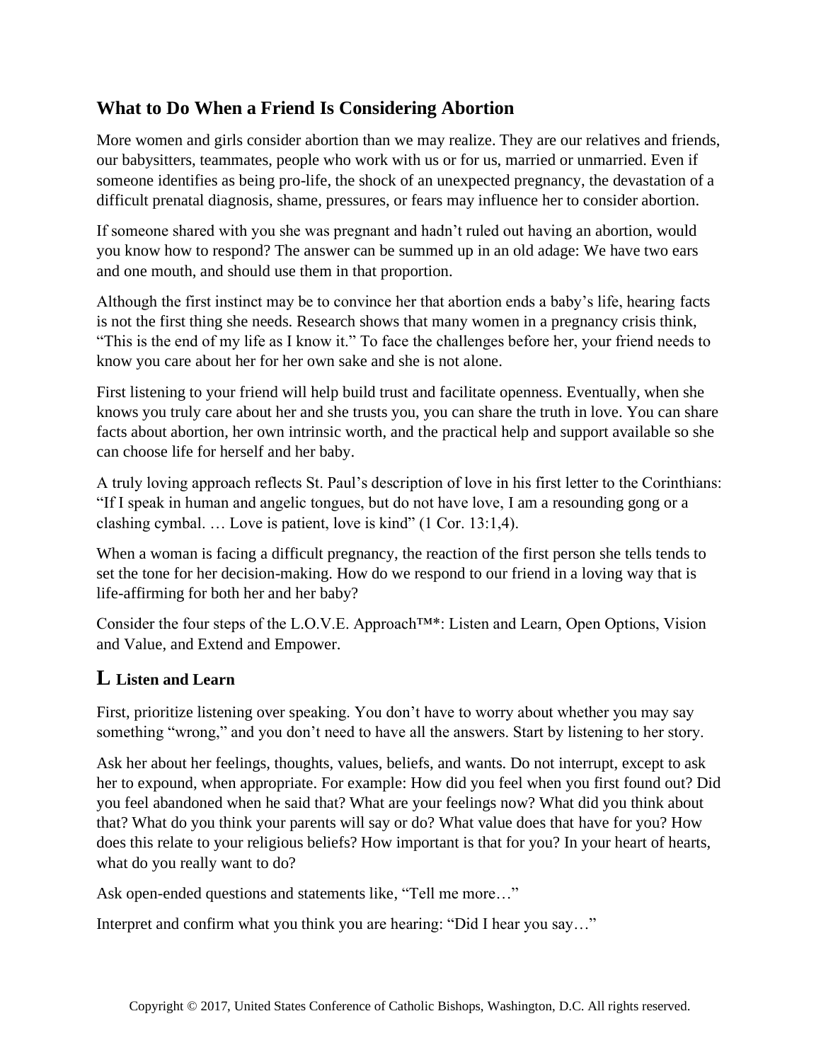## What to Do When a Friend Is Considering Abortion

More women and girls consider abortion than we may realize. They are our relatives and friends, our babysitters, teammates, people who work with us or for us, married or unmarried. Even if someone identifies as being pro-life, the shock of an unexpected pregnancy, the devastation of a difficult prenatal diagnosis, shame, pressures, or fears may influence her to consider abortion.

If someone shared with you she was pregnant and hadn't ruled out having an abortion, would you know how to respond? The answer can be summed up in an old adage: We have two ears and one mouth, and should use them in that proportion.

Although the first instinct may be to convince her that abortion ends a baby's life, hearing facts is not the first thing she needs. Research shows that many women in a pregnancy crisis think, "This is the end of my life as I know it." To face the challenges before her, your friend needs to know you care about her for her own sake and she is not alone.

First listening to your friend will help build trust and facilitate openness. Eventually, when she knows you truly care about her and she trusts you, you can share the truth in love. You can share facts about abortion, her own intrinsic worth, and the practical help and support available so she can choose life for herself and her baby.

A truly loving approach reflects St. Paul's description of love in his first letter to the Corinthians: "If I speak in human and angelic tongues, but do not have love, I am a resounding gong or a clashing cymbal. … Love is patient, love is kind" (1 Cor. 13:1,4).

When a woman is facing a difficult pregnancy, the reaction of the first person she tells tends to set the tone for her decision-making. How do we respond to our friend in a loving way that is life-affirming for both her and her baby?

Consider the four steps of the L.O.V.E. Approach™*: Listen and Learn, Open Options, Vision and Value, and Extend and Empower.

### L Listen and Learn

First, prioritize listening over speaking. You don't have to worry about whether you may say something "wrong," and you don't need to have all the answers. Start by listening to her story.

Ask her about her feelings, thoughts, values, beliefs, and wants. Do not interrupt, except to ask her to expound, when appropriate. For example: How did you feel when you first found out? Did you feel abandoned when he said that? What are your feelings now? What did you think about that? What do you think your parents will say or do? What value does that have for you? How does this relate to your religious beliefs? How important is that for you? In your heart of hearts, what do you really want to do?

Ask open-ended questions and statements like, "Tell me more…"

Interpret and confirm what you think you are hearing: "Did I hear you say…"

Copyright © 2017, United States Conference of Catholic Bishops, Washington, D.C. All rights reserved.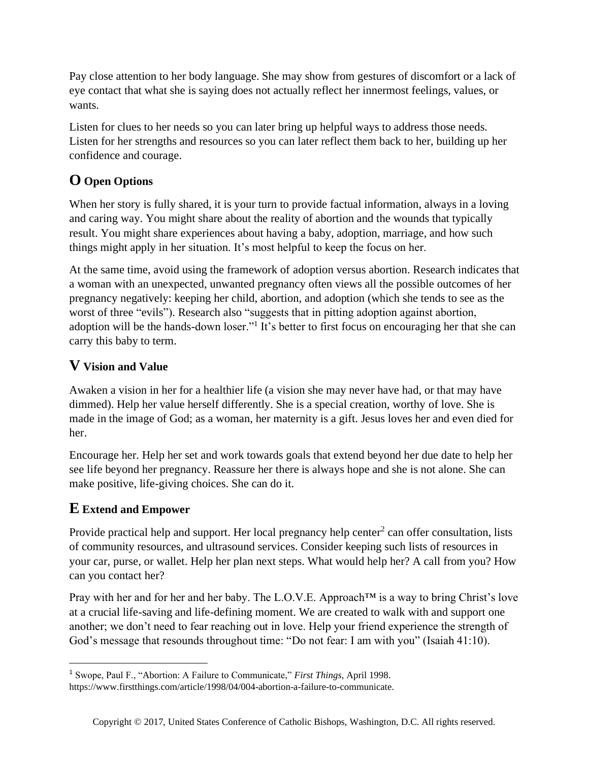Pay close attention to her body language. She may show from gestures of discomfort or a lack of eye contact that what she is saying does not actually reflect her innermost feelings, values, or wants.

Listen for clues to her needs so you can later bring up helpful ways to address those needs. Listen for her strengths and resources so you can later reflect them back to her, building up her confidence and courage.

## O Open Options

When her story is fully shared, it is your turn to provide factual information, always in a loving and caring way. You might share about the reality of abortion and the wounds that typically result. You might share experiences about having a baby, adoption, marriage, and how such things might apply in her situation. It's most helpful to keep the focus on her.

At the same time, avoid using the framework of adoption versus abortion. Research indicates that a woman with an unexpected, unwanted pregnancy often views all the possible outcomes of her pregnancy negatively: keeping her child, abortion, and adoption (which she tends to see as the worst of three "evils"). Research also "suggests that in pitting adoption against abortion, adoption will be the hands-down loser."[1] It's better to first focus on encouraging her that she can carry this baby to term.

## V Vision and Value

Awaken a vision in her for a healthier life (a vision she may never have had, or that may have dimmed). Help her value herself differently. She is a special creation, worthy of love. She is made in the image of God; as a woman, her maternity is a gift. Jesus loves her and even died for her.

Encourage her. Help her set and work towards goals that extend beyond her due date to help her see life beyond her pregnancy. Reassure her there is always hope and she is not alone. She can make positive, life-giving choices. She can do it.

## E Extend and Empower

Provide practical help and support. Her local pregnancy help center[2] can offer consultation, lists of community resources, and ultrasound services. Consider keeping such lists of resources in your car, purse, or wallet. Help her plan next steps. What would help her? A call from you? How can you contact her?

Pray with her and for her and her baby. The L.O.V.E. Approach™ is a way to bring Christ's love at a crucial life-saving and life-defining moment. We are created to walk with and support one another; we don't need to fear reaching out in love. Help your friend experience the strength of God's message that resounds throughout time: "Do not fear: I am with you" (Isaiah 41:10).

---

[1] Swope, Paul F., "Abortion: A Failure to Communicate," *First Things*, April 1998. https://www.firstthings.com/article/1998/04/004-abortion-a-failure-to-communicate.

Copyright © 2017, United States Conference of Catholic Bishops, Washington, D.C. All rights reserved.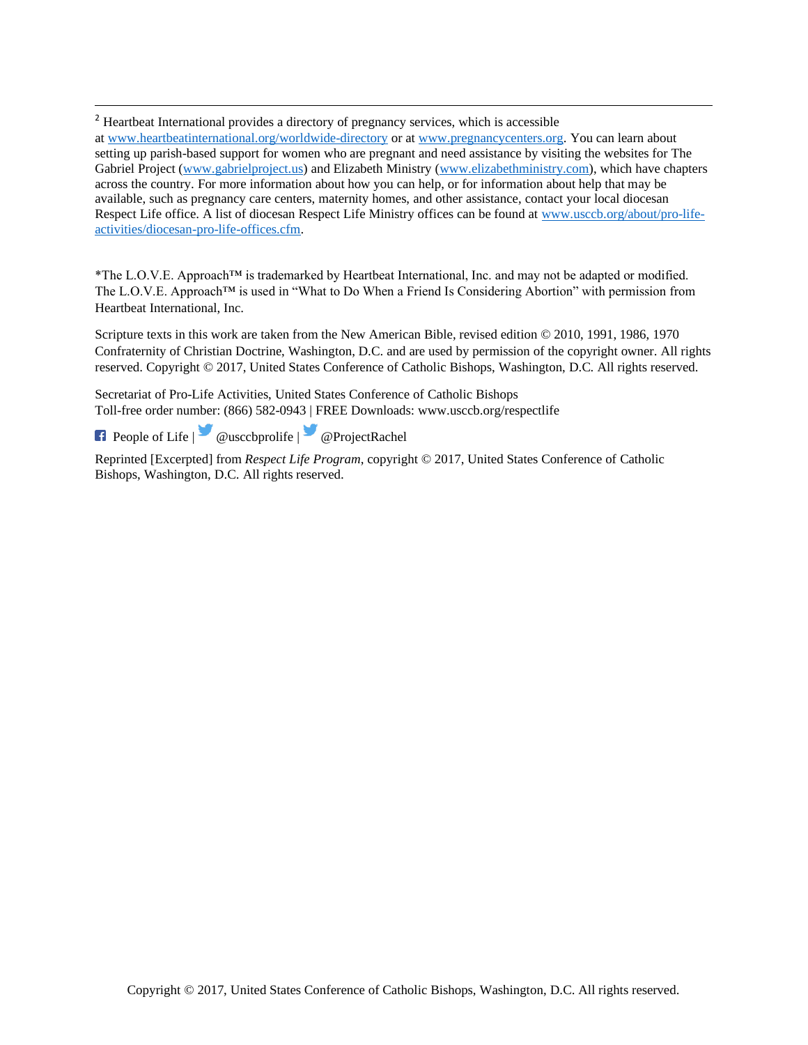[2] Heartbeat International provides a directory of pregnancy services, which is accessible at www.heartbeatinternational.org/worldwide-directory or at www.pregnancycenters.org. You can learn about setting up parish-based support for women who are pregnant and need assistance by visiting the websites for The Gabriel Project (www.gabrielproject.us) and Elizabeth Ministry (www.elizabethministry.com), which have chapters across the country. For more information about how you can help, or for information about help that may be available, such as pregnancy care centers, maternity homes, and other assistance, contact your local diocesan Respect Life office. A list of diocesan Respect Life Ministry offices can be found at www.usccb.org/about/pro-life-activities/diocesan-pro-life-offices.cfm.

*The L.O.V.E. Approach™ is trademarked by Heartbeat International, Inc. and may not be adapted or modified. The L.O.V.E. Approach™ is used in "What to Do When a Friend Is Considering Abortion" with permission from Heartbeat International, Inc.

Scripture texts in this work are taken from the New American Bible, revised edition © 2010, 1991, 1986, 1970 Confraternity of Christian Doctrine, Washington, D.C. and are used by permission of the copyright owner. All rights reserved. Copyright © 2017, United States Conference of Catholic Bishops, Washington, D.C. All rights reserved.

Secretariat of Pro-Life Activities, United States Conference of Catholic Bishops
Toll-free order number: (866) 582-0943 | FREE Downloads: www.usccb.org/respectlife

People of Life | @usccbprolife | @ProjectRachel

Reprinted [Excerpted] from *Respect Life Program*, copyright © 2017, United States Conference of Catholic Bishops, Washington, D.C. All rights reserved.

Copyright © 2017, United States Conference of Catholic Bishops, Washington, D.C. All rights reserved.